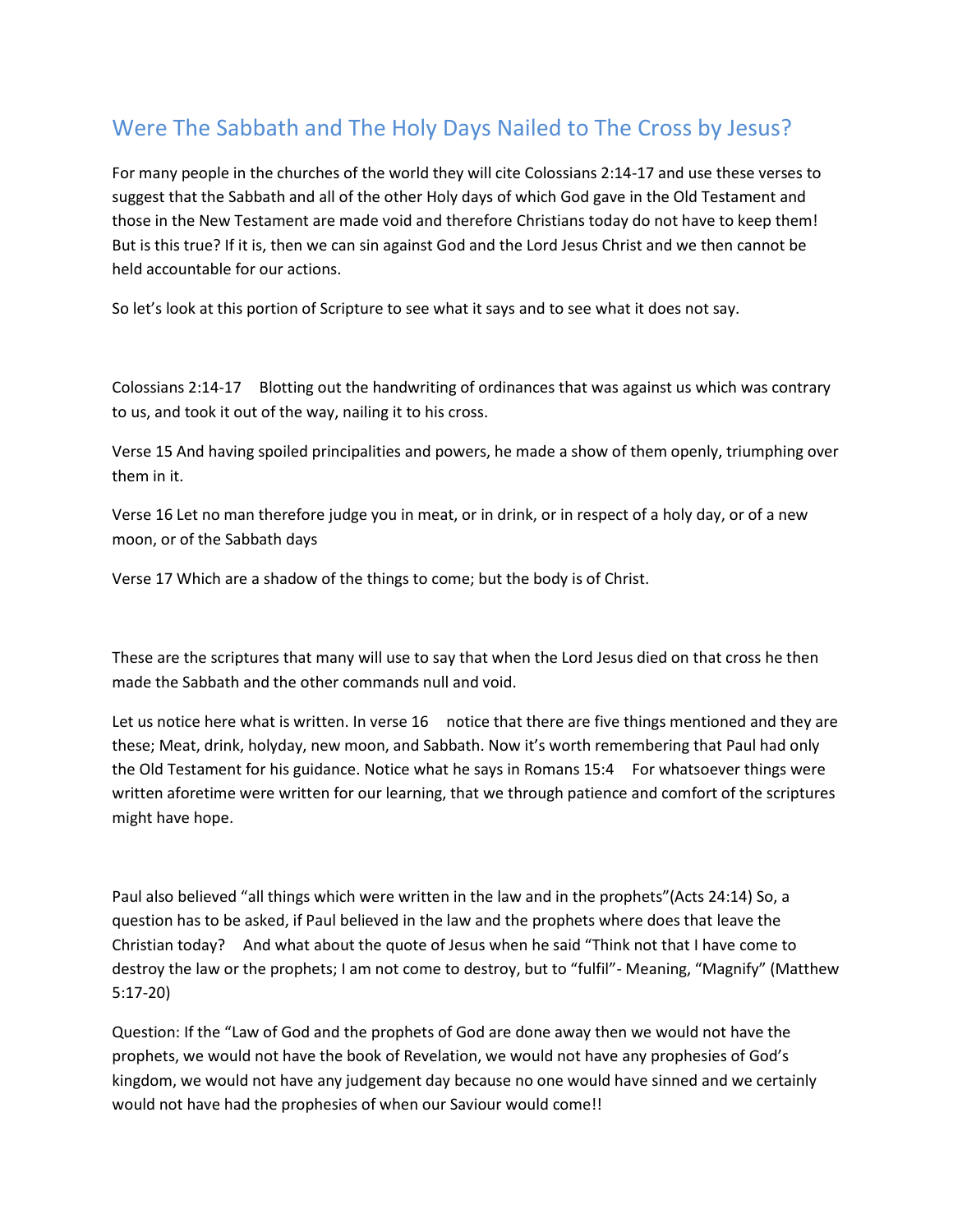# Were The Sabbath and The Holy Days Nailed to The Cross by Jesus?

For many people in the churches of the world they will cite Colossians 2:14-17 and use these verses to suggest that the Sabbath and all of the other Holy days of which God gave in the Old Testament and those in the New Testament are made void and therefore Christians today do not have to keep them! But is this true? If it is, then we can sin against God and the Lord Jesus Christ and we then cannot be held accountable for our actions.

So let's look at this portion of Scripture to see what it says and to see what it does not say.

Colossians 2:14-17 Blotting out the handwriting of ordinances that was against us which was contrary to us, and took it out of the way, nailing it to his cross.

Verse 15 And having spoiled principalities and powers, he made a show of them openly, triumphing over them in it.

Verse 16 Let no man therefore judge you in meat, or in drink, or in respect of a holy day, or of a new moon, or of the Sabbath days

Verse 17 Which are a shadow of the things to come; but the body is of Christ.

These are the scriptures that many will use to say that when the Lord Jesus died on that cross he then made the Sabbath and the other commands null and void.

Let us notice here what is written. In verse 16 notice that there are five things mentioned and they are these; Meat, drink, holyday, new moon, and Sabbath. Now it's worth remembering that Paul had only the Old Testament for his guidance. Notice what he says in Romans 15:4 For whatsoever things were written aforetime were written for our learning, that we through patience and comfort of the scriptures might have hope.

Paul also believed "all things which were written in the law and in the prophets"(Acts 24:14) So, a question has to be asked, if Paul believed in the law and the prophets where does that leave the Christian today? And what about the quote of Jesus when he said "Think not that I have come to destroy the law or the prophets; I am not come to destroy, but to "fulfil"- Meaning, "Magnify" (Matthew 5:17-20)

Question: If the "Law of God and the prophets of God are done away then we would not have the prophets, we would not have the book of Revelation, we would not have any prophesies of God's kingdom, we would not have any judgement day because no one would have sinned and we certainly would not have had the prophesies of when our Saviour would come!!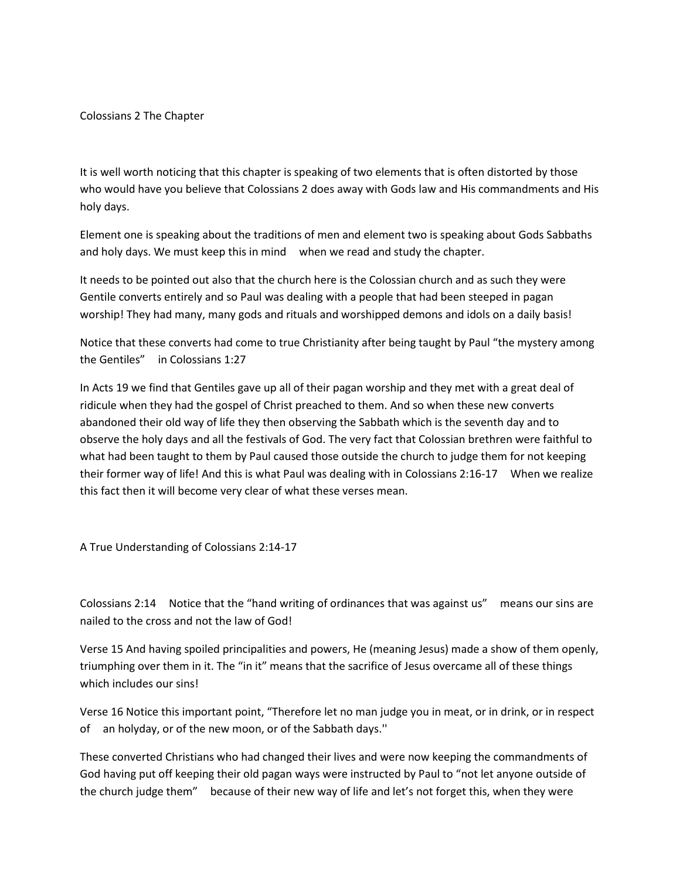Colossians 2 The Chapter

It is well worth noticing that this chapter is speaking of two elements that is often distorted by those who would have you believe that Colossians 2 does away with Gods law and His commandments and His holy days.

Element one is speaking about the traditions of men and element two is speaking about Gods Sabbaths and holy days. We must keep this in mind when we read and study the chapter.

It needs to be pointed out also that the church here is the Colossian church and as such they were Gentile converts entirely and so Paul was dealing with a people that had been steeped in pagan worship! They had many, many gods and rituals and worshipped demons and idols on a daily basis!

Notice that these converts had come to true Christianity after being taught by Paul "the mystery among the Gentiles" in Colossians 1:27

In Acts 19 we find that Gentiles gave up all of their pagan worship and they met with a great deal of ridicule when they had the gospel of Christ preached to them. And so when these new converts abandoned their old way of life they then observing the Sabbath which is the seventh day and to observe the holy days and all the festivals of God. The very fact that Colossian brethren were faithful to what had been taught to them by Paul caused those outside the church to judge them for not keeping their former way of life! And this is what Paul was dealing with in Colossians 2:16-17 When we realize this fact then it will become very clear of what these verses mean.

A True Understanding of Colossians 2:14-17

Colossians 2:14 Notice that the "hand writing of ordinances that was against us" means our sins are nailed to the cross and not the law of God!

Verse 15 And having spoiled principalities and powers, He (meaning Jesus) made a show of them openly, triumphing over them in it. The "in it" means that the sacrifice of Jesus overcame all of these things which includes our sins!

Verse 16 Notice this important point, "Therefore let no man judge you in meat, or in drink, or in respect of an holyday, or of the new moon, or of the Sabbath days.''

These converted Christians who had changed their lives and were now keeping the commandments of God having put off keeping their old pagan ways were instructed by Paul to "not let anyone outside of the church judge them" because of their new way of life and let's not forget this, when they were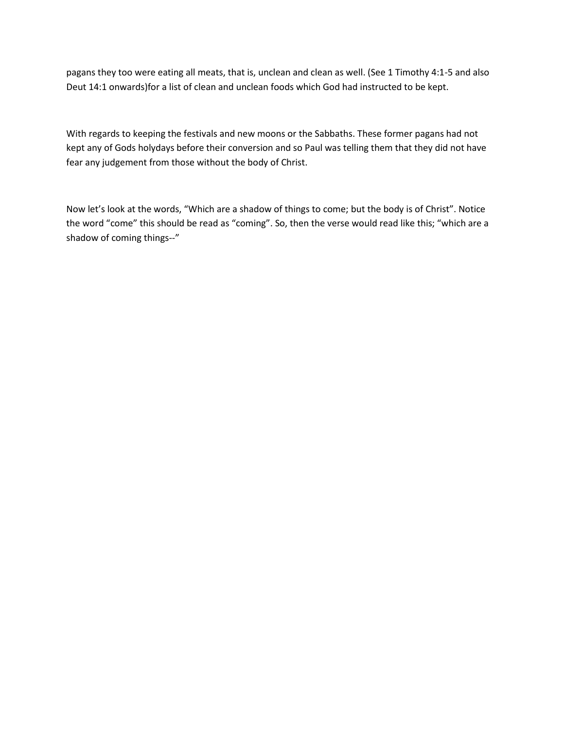pagans they too were eating all meats, that is, unclean and clean as well. (See 1 Timothy 4:1-5 and also Deut 14:1 onwards)for a list of clean and unclean foods which God had instructed to be kept.

With regards to keeping the festivals and new moons or the Sabbaths. These former pagans had not kept any of Gods holydays before their conversion and so Paul was telling them that they did not have fear any judgement from those without the body of Christ.

Now let's look at the words, "Which are a shadow of things to come; but the body is of Christ". Notice the word "come" this should be read as "coming". So, then the verse would read like this; "which are a shadow of coming things--"